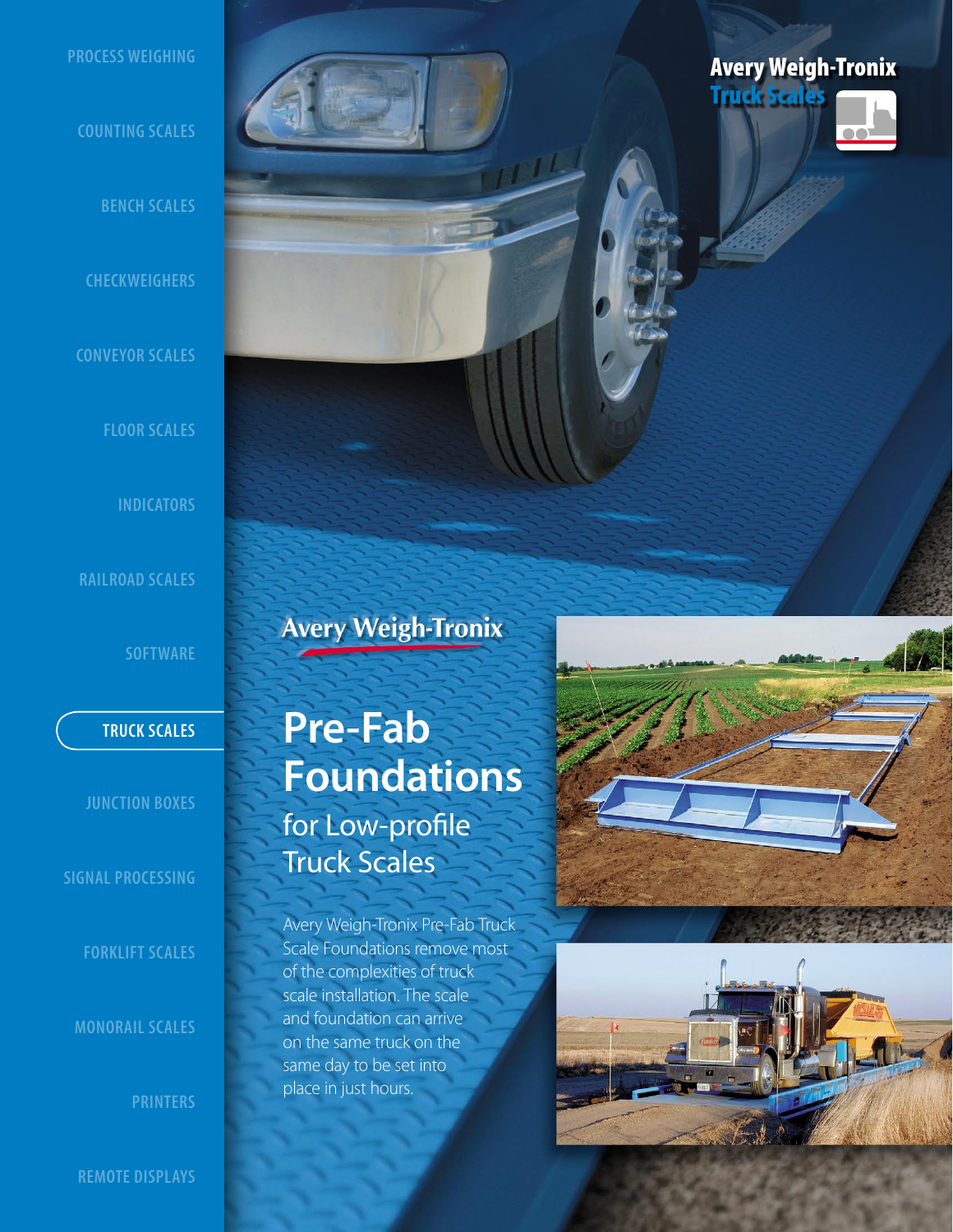PROCESS WEIGHING

COUNTING SCALES

BENCH SCALES

CHECKWEIGHERS

CONVEYOR SCALES

FLOOR SCALES

INDICATORS

RAILROAD SCALES

SOFTWARE

**TRUCK SCALES**

JUNCTION BOXES

SIGNAL PROCESSING

FORKLIFT SCALES

MONORAIL SCALES

PRINTERS

REMOTE DISPLAYS

**Avery Weigh-Tronix**
**Truck Scales**

Avery Weigh-Tronix

# Pre-Fab Foundations

## for Low-profile Truck Scales

Avery Weigh-Tronix Pre-Fab Truck Scale Foundations remove most of the complexities of truck scale installation. The scale and foundation can arrive on the same truck on the same day to be set into place in just hours.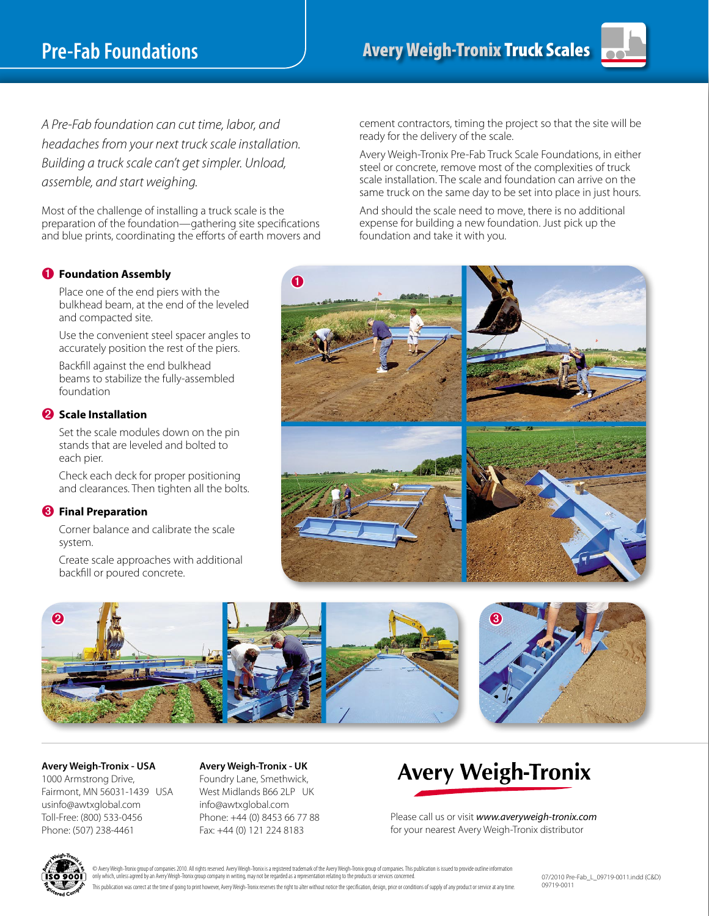# Pre-Fab Foundations

## Avery Weigh-Tronix Truck Scales

*A Pre-Fab foundation can cut time, labor, and headaches from your next truck scale installation. Building a truck scale can't get simpler. Unload, assemble, and start weighing.*

Most of the challenge of installing a truck scale is the preparation of the foundation—gathering site specifications and blue prints, coordinating the efforts of earth movers and cement contractors, timing the project so that the site will be ready for the delivery of the scale.

Avery Weigh-Tronix Pre-Fab Truck Scale Foundations, in either steel or concrete, remove most of the complexities of truck scale installation. The scale and foundation can arrive on the same truck on the same day to be set into place in just hours.

And should the scale need to move, there is no additional expense for building a new foundation. Just pick up the foundation and take it with you.

### 1 Foundation Assembly

Place one of the end piers with the bulkhead beam, at the end of the leveled and compacted site.

Use the convenient steel spacer angles to accurately position the rest of the piers.

Backfill against the end bulkhead beams to stabilize the fully-assembled foundation

### 2 Scale Installation

Set the scale modules down on the pin stands that are leveled and bolted to each pier.

Check each deck for proper positioning and clearances. Then tighten all the bolts.

### 3 Final Preparation

Corner balance and calibrate the scale system.

Create scale approaches with additional backfill or poured concrete.

**Avery Weigh-Tronix - USA**
1000 Armstrong Drive,
Fairmont, MN 56031-1439 USA
usinfo@awtxglobal.com
Toll-Free: (800) 533-0456
Phone: (507) 238-4461

**Avery Weigh-Tronix - UK**
Foundry Lane, Smethwick,
West Midlands B66 2LP UK
info@awtxglobal.com
Phone: +44 (0) 8453 66 77 88
Fax: +44 (0) 121 224 8183

**Avery Weigh-Tronix**

Please call us or visit ***www.averyweigh-tronix.com*** for your nearest Avery Weigh-Tronix distributor

© Avery Weigh-Tronix group of companies 2010. All rights reserved. Avery Weigh-Tronix is a registered trademark of the Avery Weigh-Tronix group of companies. This publication is issued to provide outline information only which, unless agreed by an Avery Weigh-Tronix group company in writing, may not be regarded as a representation relating to the products or services concerned.
This publication was correct at the time of going to print however, Avery Weigh-Tronix reserves the right to alter without notice the specification, design, price or conditions of supply of any product or service at any time.

07/2010 Pre-Fab_L_09719-0011.indd (C&D)
09719-0011